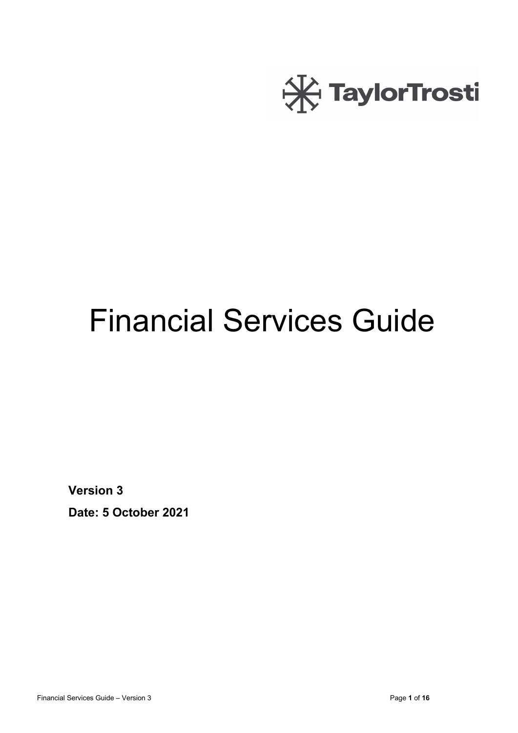TaylorTrosti

# Financial Services Guide

**Version 3**

**Date: 5 October 2021**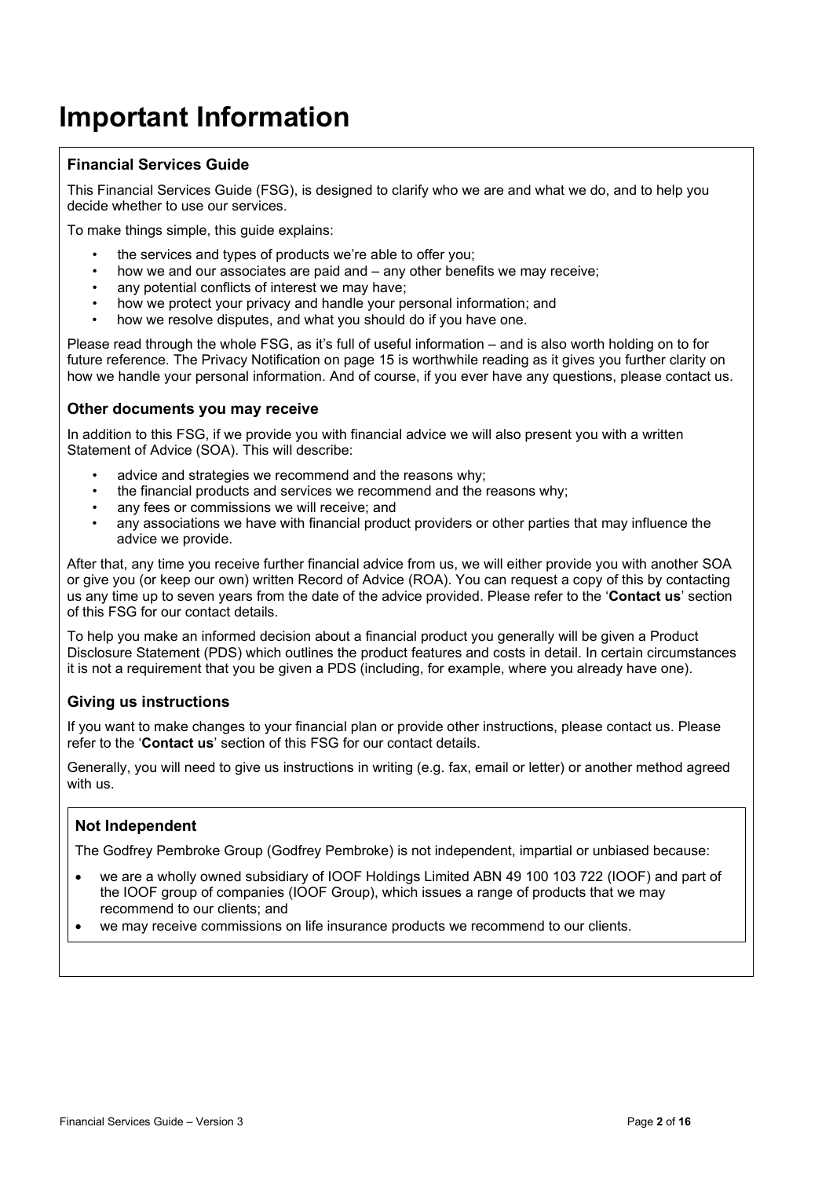# Important Information

### Financial Services Guide

This Financial Services Guide (FSG), is designed to clarify who we are and what we do, and to help you decide whether to use our services.

To make things simple, this guide explains:

- the services and types of products we're able to offer you;
- how we and our associates are paid and – any other benefits we may receive;
- any potential conflicts of interest we may have;
- how we protect your privacy and handle your personal information; and
- how we resolve disputes, and what you should do if you have one.

Please read through the whole FSG, as it's full of useful information – and is also worth holding on to for future reference. The Privacy Notification on page 15 is worthwhile reading as it gives you further clarity on how we handle your personal information. And of course, if you ever have any questions, please contact us.

### Other documents you may receive

In addition to this FSG, if we provide you with financial advice we will also present you with a written Statement of Advice (SOA). This will describe:

- advice and strategies we recommend and the reasons why;
- the financial products and services we recommend and the reasons why;
- any fees or commissions we will receive; and
- any associations we have with financial product providers or other parties that may influence the advice we provide.

After that, any time you receive further financial advice from us, we will either provide you with another SOA or give you (or keep our own) written Record of Advice (ROA). You can request a copy of this by contacting us any time up to seven years from the date of the advice provided. Please refer to the '**Contact us**' section of this FSG for our contact details.

To help you make an informed decision about a financial product you generally will be given a Product Disclosure Statement (PDS) which outlines the product features and costs in detail. In certain circumstances it is not a requirement that you be given a PDS (including, for example, where you already have one).

### Giving us instructions

If you want to make changes to your financial plan or provide other instructions, please contact us. Please refer to the '**Contact us**' section of this FSG for our contact details.

Generally, you will need to give us instructions in writing (e.g. fax, email or letter) or another method agreed with us.

### Not Independent

The Godfrey Pembroke Group (Godfrey Pembroke) is not independent, impartial or unbiased because:

- we are a wholly owned subsidiary of IOOF Holdings Limited ABN 49 100 103 722 (IOOF) and part of the IOOF group of companies (IOOF Group), which issues a range of products that we may recommend to our clients; and
- we may receive commissions on life insurance products we recommend to our clients.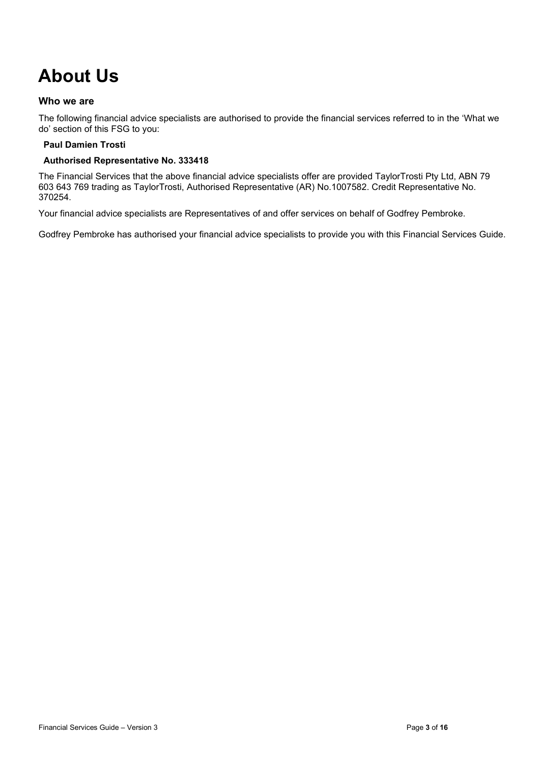# About Us

### Who we are

The following financial advice specialists are authorised to provide the financial services referred to in the 'What we do' section of this FSG to you:

**Paul Damien Trosti**

**Authorised Representative No. 333418**

The Financial Services that the above financial advice specialists offer are provided TaylorTrosti Pty Ltd, ABN 79 603 643 769 trading as TaylorTrosti, Authorised Representative (AR) No.1007582. Credit Representative No. 370254.

Your financial advice specialists are Representatives of and offer services on behalf of Godfrey Pembroke.

Godfrey Pembroke has authorised your financial advice specialists to provide you with this Financial Services Guide.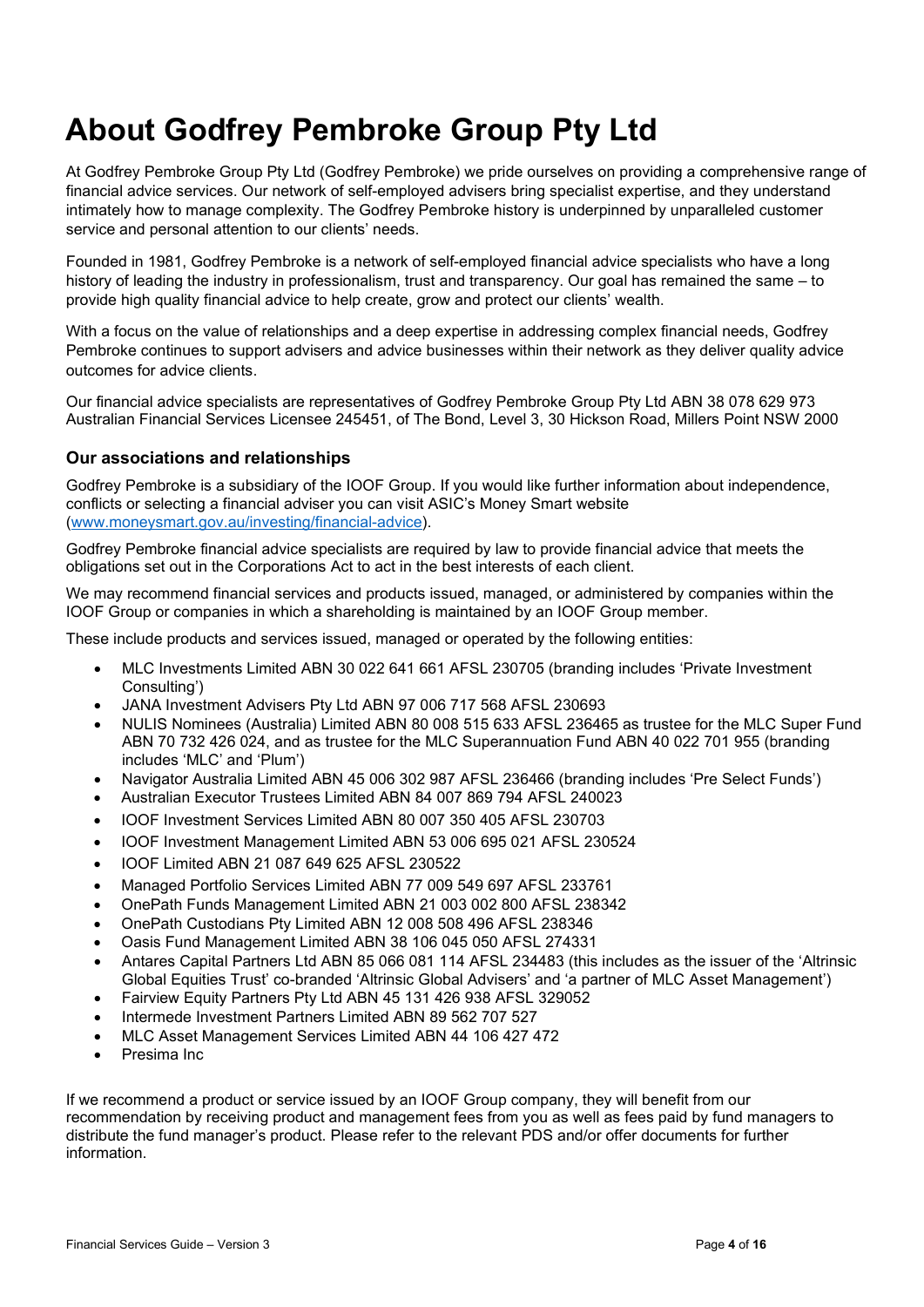# About Godfrey Pembroke Group Pty Ltd

At Godfrey Pembroke Group Pty Ltd (Godfrey Pembroke) we pride ourselves on providing a comprehensive range of financial advice services. Our network of self-employed advisers bring specialist expertise, and they understand intimately how to manage complexity. The Godfrey Pembroke history is underpinned by unparalleled customer service and personal attention to our clients' needs.

Founded in 1981, Godfrey Pembroke is a network of self-employed financial advice specialists who have a long history of leading the industry in professionalism, trust and transparency. Our goal has remained the same – to provide high quality financial advice to help create, grow and protect our clients' wealth.

With a focus on the value of relationships and a deep expertise in addressing complex financial needs, Godfrey Pembroke continues to support advisers and advice businesses within their network as they deliver quality advice outcomes for advice clients.

Our financial advice specialists are representatives of Godfrey Pembroke Group Pty Ltd ABN 38 078 629 973 Australian Financial Services Licensee 245451, of The Bond, Level 3, 30 Hickson Road, Millers Point NSW 2000

## Our associations and relationships

Godfrey Pembroke is a subsidiary of the IOOF Group. If you would like further information about independence, conflicts or selecting a financial adviser you can visit ASIC's Money Smart website (www.moneysmart.gov.au/investing/financial-advice).

Godfrey Pembroke financial advice specialists are required by law to provide financial advice that meets the obligations set out in the Corporations Act to act in the best interests of each client.

We may recommend financial services and products issued, managed, or administered by companies within the IOOF Group or companies in which a shareholding is maintained by an IOOF Group member.

These include products and services issued, managed or operated by the following entities:

- MLC Investments Limited ABN 30 022 641 661 AFSL 230705 (branding includes 'Private Investment Consulting')
- JANA Investment Advisers Pty Ltd ABN 97 006 717 568 AFSL 230693
- NULIS Nominees (Australia) Limited ABN 80 008 515 633 AFSL 236465 as trustee for the MLC Super Fund ABN 70 732 426 024, and as trustee for the MLC Superannuation Fund ABN 40 022 701 955 (branding includes 'MLC' and 'Plum')
- Navigator Australia Limited ABN 45 006 302 987 AFSL 236466 (branding includes 'Pre Select Funds')
- Australian Executor Trustees Limited ABN 84 007 869 794 AFSL 240023
- IOOF Investment Services Limited ABN 80 007 350 405 AFSL 230703
- IOOF Investment Management Limited ABN 53 006 695 021 AFSL 230524
- IOOF Limited ABN 21 087 649 625 AFSL 230522
- Managed Portfolio Services Limited ABN 77 009 549 697 AFSL 233761
- OnePath Funds Management Limited ABN 21 003 002 800 AFSL 238342
- OnePath Custodians Pty Limited ABN 12 008 508 496 AFSL 238346
- Oasis Fund Management Limited ABN 38 106 045 050 AFSL 274331
- Antares Capital Partners Ltd ABN 85 066 081 114 AFSL 234483 (this includes as the issuer of the 'Altrinsic Global Equities Trust' co-branded 'Altrinsic Global Advisers' and 'a partner of MLC Asset Management')
- Fairview Equity Partners Pty Ltd ABN 45 131 426 938 AFSL 329052
- Intermede Investment Partners Limited ABN 89 562 707 527
- MLC Asset Management Services Limited ABN 44 106 427 472
- Presima Inc

If we recommend a product or service issued by an IOOF Group company, they will benefit from our recommendation by receiving product and management fees from you as well as fees paid by fund managers to distribute the fund manager's product. Please refer to the relevant PDS and/or offer documents for further information.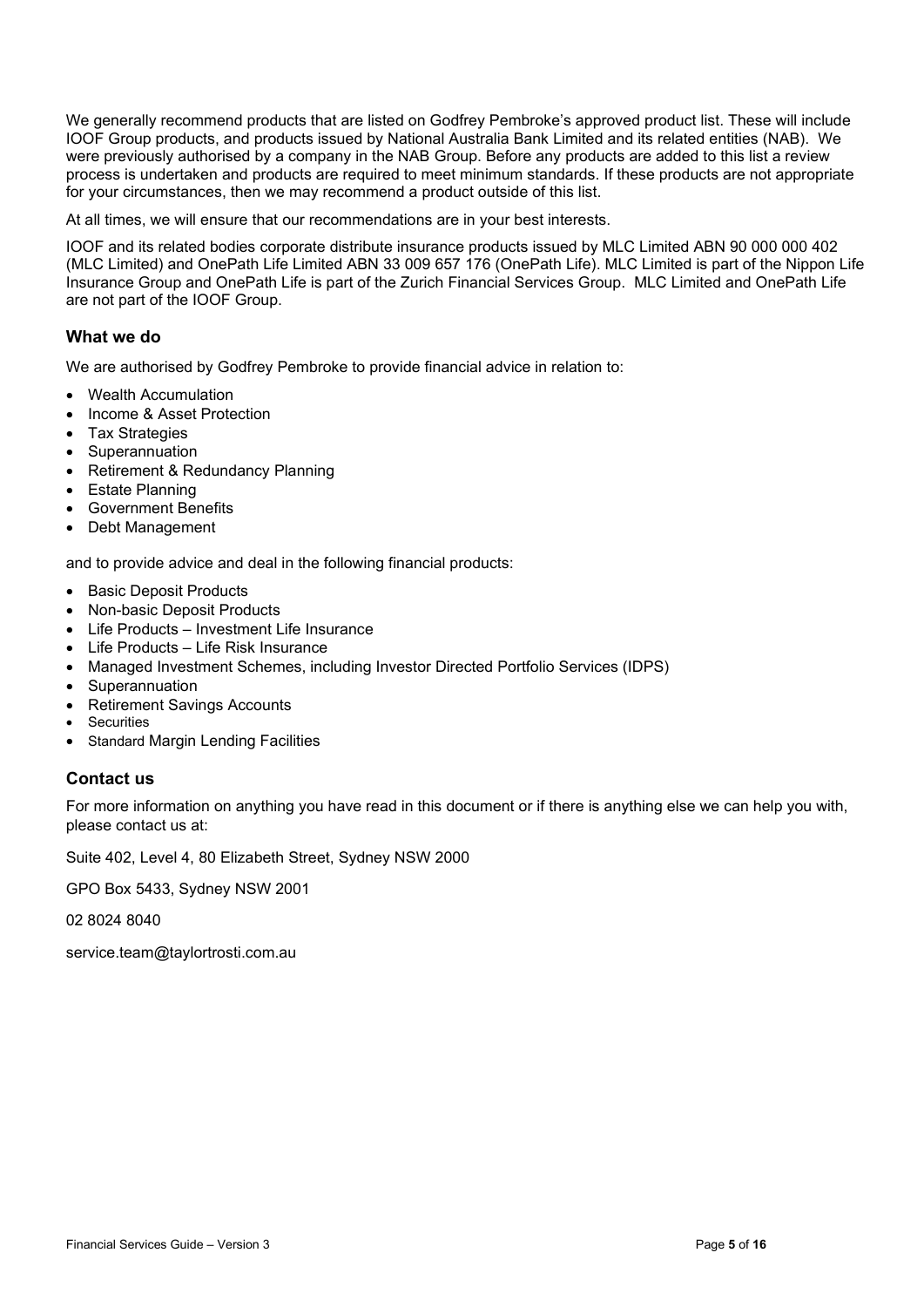We generally recommend products that are listed on Godfrey Pembroke's approved product list. These will include IOOF Group products, and products issued by National Australia Bank Limited and its related entities (NAB). We were previously authorised by a company in the NAB Group. Before any products are added to this list a review process is undertaken and products are required to meet minimum standards. If these products are not appropriate for your circumstances, then we may recommend a product outside of this list.

At all times, we will ensure that our recommendations are in your best interests.

IOOF and its related bodies corporate distribute insurance products issued by MLC Limited ABN 90 000 000 402 (MLC Limited) and OnePath Life Limited ABN 33 009 657 176 (OnePath Life). MLC Limited is part of the Nippon Life Insurance Group and OnePath Life is part of the Zurich Financial Services Group. MLC Limited and OnePath Life are not part of the IOOF Group.

### What we do

We are authorised by Godfrey Pembroke to provide financial advice in relation to:

- Wealth Accumulation
- Income & Asset Protection
- Tax Strategies
- Superannuation
- Retirement & Redundancy Planning
- Estate Planning
- Government Benefits
- Debt Management

and to provide advice and deal in the following financial products:

- Basic Deposit Products
- Non-basic Deposit Products
- Life Products – Investment Life Insurance
- Life Products – Life Risk Insurance
- Managed Investment Schemes, including Investor Directed Portfolio Services (IDPS)
- Superannuation
- Retirement Savings Accounts
- Securities
- Standard Margin Lending Facilities

### Contact us

For more information on anything you have read in this document or if there is anything else we can help you with, please contact us at:

Suite 402, Level 4, 80 Elizabeth Street, Sydney NSW 2000

GPO Box 5433, Sydney NSW 2001

02 8024 8040

service.team@taylortrosti.com.au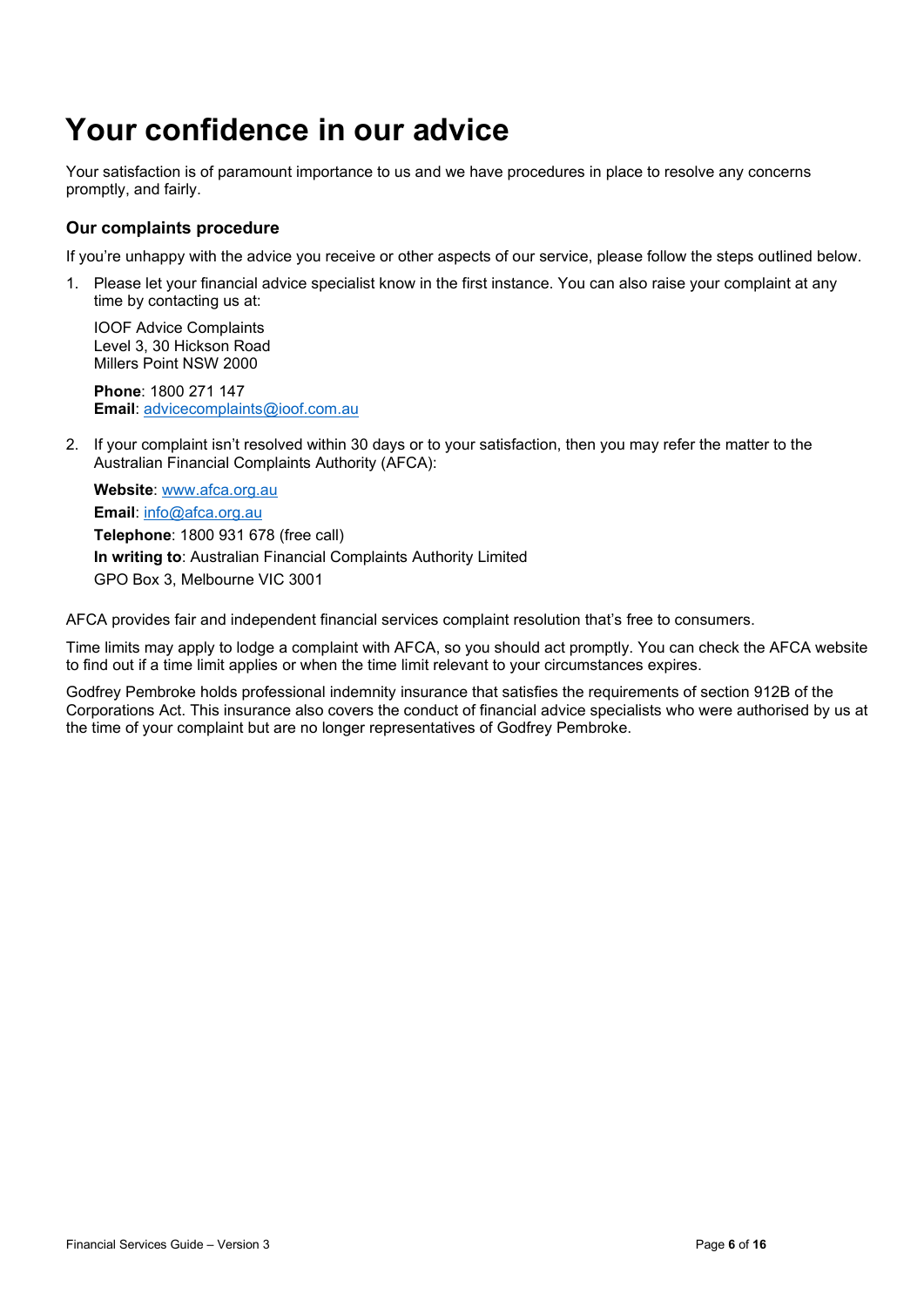# Your confidence in our advice

Your satisfaction is of paramount importance to us and we have procedures in place to resolve any concerns promptly, and fairly.

### Our complaints procedure

If you're unhappy with the advice you receive or other aspects of our service, please follow the steps outlined below.

1. Please let your financial advice specialist know in the first instance. You can also raise your complaint at any time by contacting us at:

   IOOF Advice Complaints
   Level 3, 30 Hickson Road
   Millers Point NSW 2000

   **Phone**: 1800 271 147
   **Email**: advicecomplaints@ioof.com.au

2. If your complaint isn't resolved within 30 days or to your satisfaction, then you may refer the matter to the Australian Financial Complaints Authority (AFCA):

   **Website**: www.afca.org.au
   **Email**: info@afca.org.au
   **Telephone**: 1800 931 678 (free call)
   **In writing to**: Australian Financial Complaints Authority Limited
   GPO Box 3, Melbourne VIC 3001

AFCA provides fair and independent financial services complaint resolution that's free to consumers.

Time limits may apply to lodge a complaint with AFCA, so you should act promptly. You can check the AFCA website to find out if a time limit applies or when the time limit relevant to your circumstances expires.

Godfrey Pembroke holds professional indemnity insurance that satisfies the requirements of section 912B of the Corporations Act. This insurance also covers the conduct of financial advice specialists who were authorised by us at the time of your complaint but are no longer representatives of Godfrey Pembroke.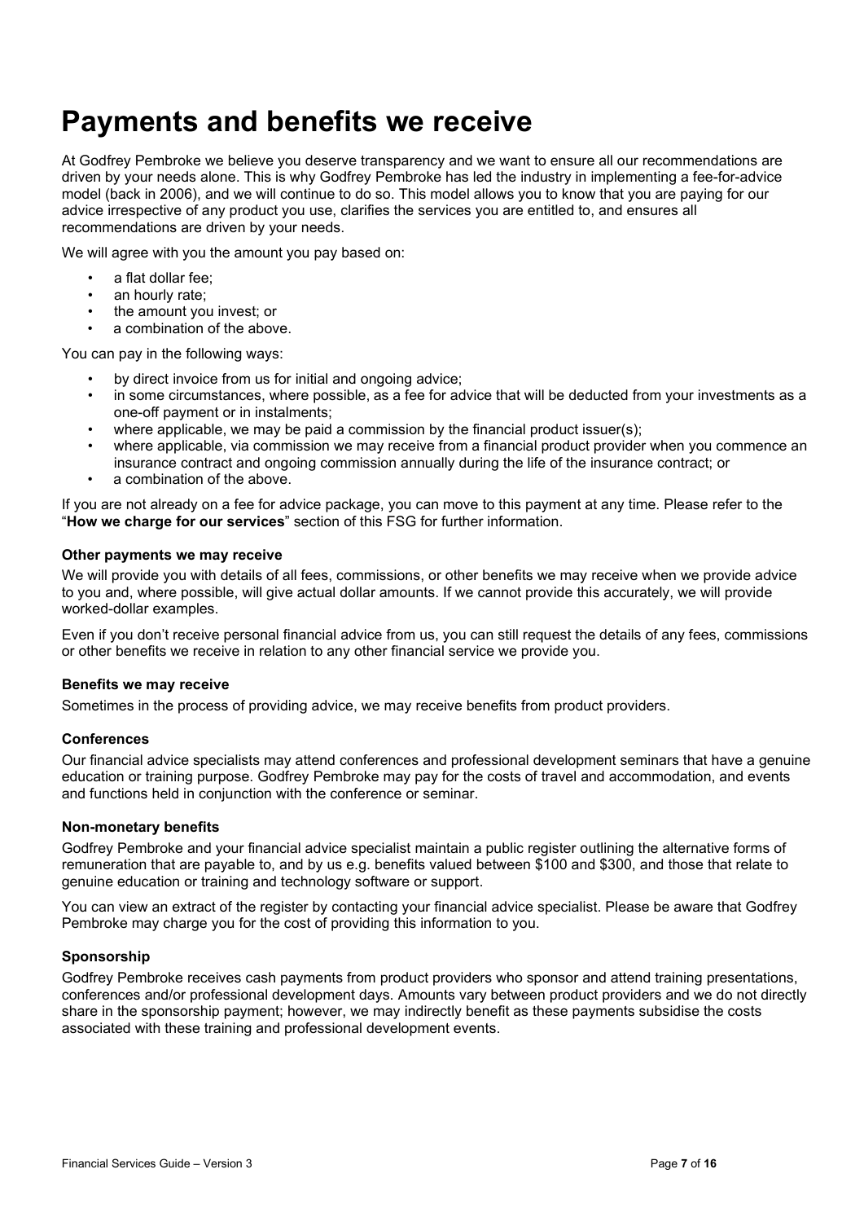# Payments and benefits we receive

At Godfrey Pembroke we believe you deserve transparency and we want to ensure all our recommendations are driven by your needs alone. This is why Godfrey Pembroke has led the industry in implementing a fee-for-advice model (back in 2006), and we will continue to do so. This model allows you to know that you are paying for our advice irrespective of any product you use, clarifies the services you are entitled to, and ensures all recommendations are driven by your needs.

We will agree with you the amount you pay based on:

- a flat dollar fee;
- an hourly rate;
- the amount you invest; or
- a combination of the above.

You can pay in the following ways:

- by direct invoice from us for initial and ongoing advice;
- in some circumstances, where possible, as a fee for advice that will be deducted from your investments as a one-off payment or in instalments;
- where applicable, we may be paid a commission by the financial product issuer(s);
- where applicable, via commission we may receive from a financial product provider when you commence an insurance contract and ongoing commission annually during the life of the insurance contract; or
- a combination of the above.

If you are not already on a fee for advice package, you can move to this payment at any time. Please refer to the "**How we charge for our services**" section of this FSG for further information.

#### Other payments we may receive

We will provide you with details of all fees, commissions, or other benefits we may receive when we provide advice to you and, where possible, will give actual dollar amounts. If we cannot provide this accurately, we will provide worked-dollar examples.

Even if you don't receive personal financial advice from us, you can still request the details of any fees, commissions or other benefits we receive in relation to any other financial service we provide you.

#### Benefits we may receive

Sometimes in the process of providing advice, we may receive benefits from product providers.

#### Conferences

Our financial advice specialists may attend conferences and professional development seminars that have a genuine education or training purpose. Godfrey Pembroke may pay for the costs of travel and accommodation, and events and functions held in conjunction with the conference or seminar.

#### Non-monetary benefits

Godfrey Pembroke and your financial advice specialist maintain a public register outlining the alternative forms of remuneration that are payable to, and by us e.g. benefits valued between $100 and $300, and those that relate to genuine education or training and technology software or support.

You can view an extract of the register by contacting your financial advice specialist. Please be aware that Godfrey Pembroke may charge you for the cost of providing this information to you.

#### Sponsorship

Godfrey Pembroke receives cash payments from product providers who sponsor and attend training presentations, conferences and/or professional development days. Amounts vary between product providers and we do not directly share in the sponsorship payment; however, we may indirectly benefit as these payments subsidise the costs associated with these training and professional development events.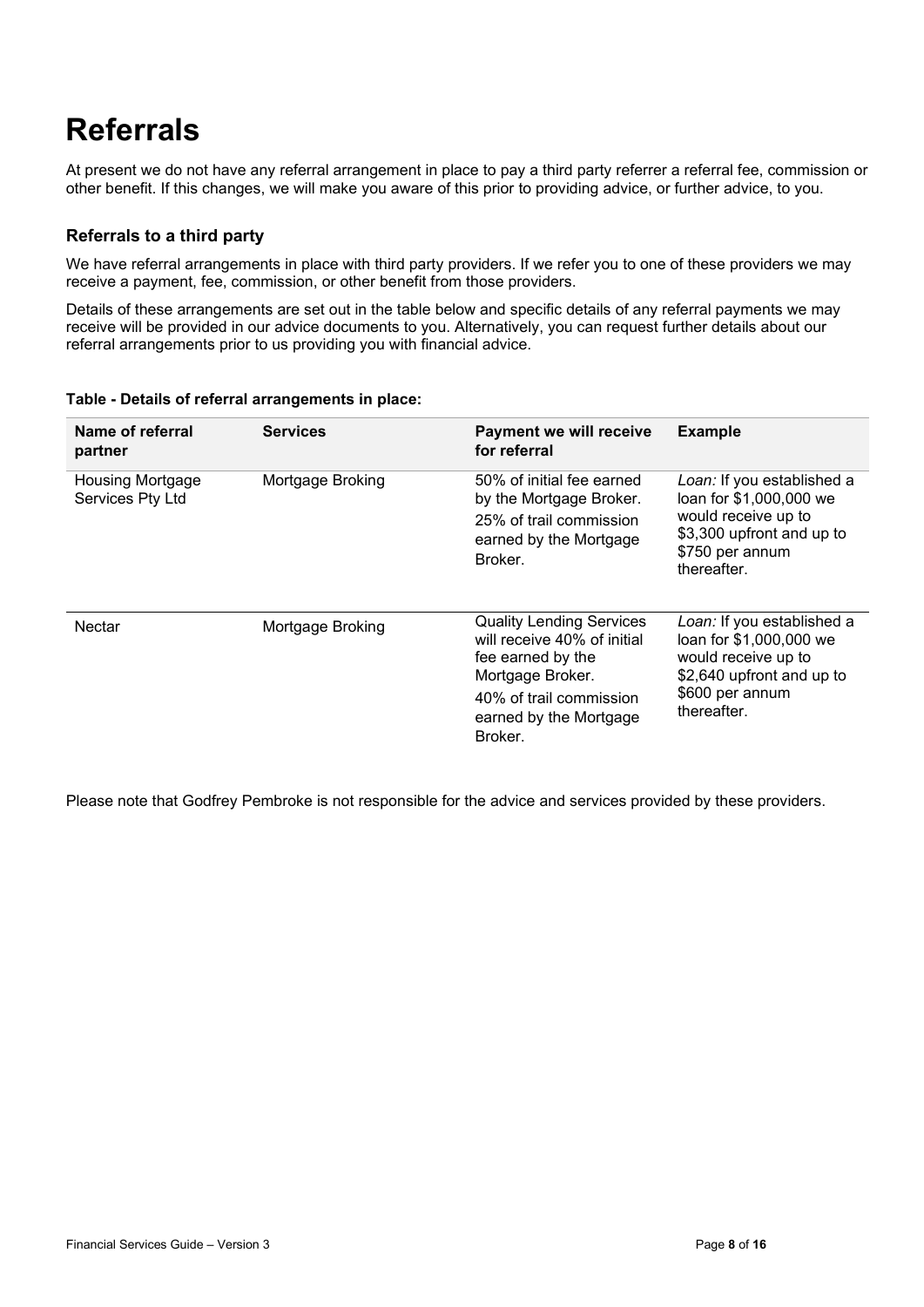# Referrals

At present we do not have any referral arrangement in place to pay a third party referrer a referral fee, commission or other benefit. If this changes, we will make you aware of this prior to providing advice, or further advice, to you.

### Referrals to a third party

We have referral arrangements in place with third party providers. If we refer you to one of these providers we may receive a payment, fee, commission, or other benefit from those providers.

Details of these arrangements are set out in the table below and specific details of any referral payments we may receive will be provided in our advice documents to you. Alternatively, you can request further details about our referral arrangements prior to us providing you with financial advice.

**Table - Details of referral arrangements in place:**

| Name of referral partner | Services | Payment we will receive for referral | Example |
| --- | --- | --- | --- |
| Housing Mortgage Services Pty Ltd | Mortgage Broking | 50% of initial fee earned by the Mortgage Broker.<br>25% of trail commission earned by the Mortgage Broker. | *Loan:* If you established a loan for $1,000,000 we would receive up to $3,300 upfront and up to $750 per annum thereafter. |
| Nectar | Mortgage Broking | Quality Lending Services will receive 40% of initial fee earned by the Mortgage Broker.<br>40% of trail commission earned by the Mortgage Broker. | *Loan:* If you established a loan for $1,000,000 we would receive up to $2,640 upfront and up to $600 per annum thereafter. |

Please note that Godfrey Pembroke is not responsible for the advice and services provided by these providers.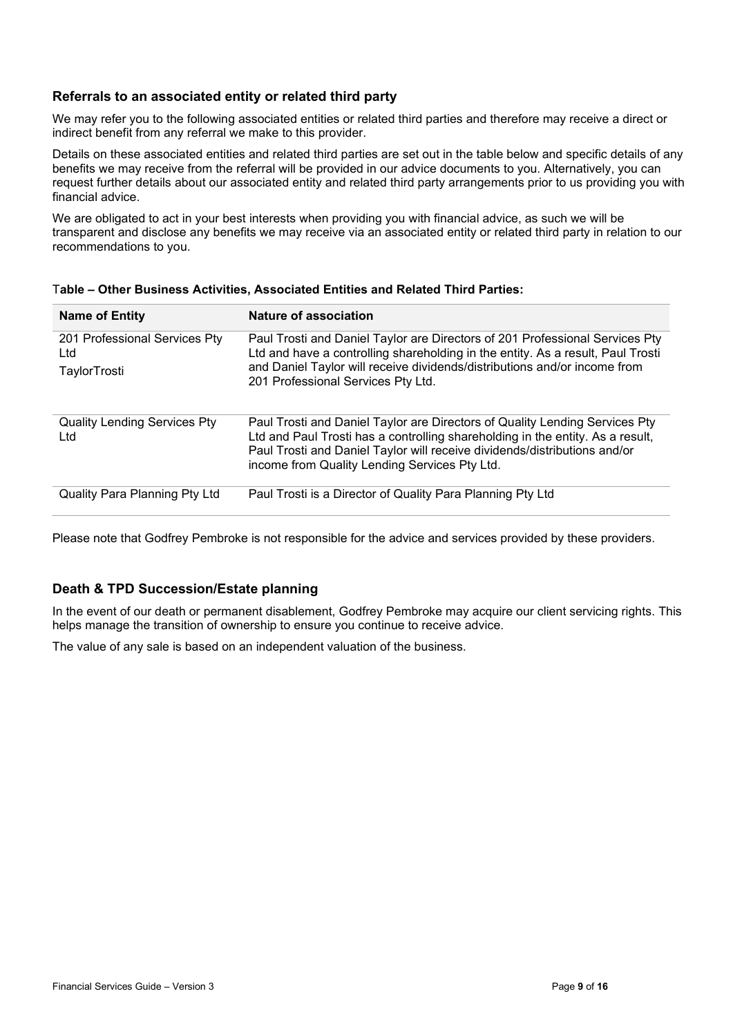## Referrals to an associated entity or related third party

We may refer you to the following associated entities or related third parties and therefore may receive a direct or indirect benefit from any referral we make to this provider.

Details on these associated entities and related third parties are set out in the table below and specific details of any benefits we may receive from the referral will be provided in our advice documents to you. Alternatively, you can request further details about our associated entity and related third party arrangements prior to us providing you with financial advice.

We are obligated to act in your best interests when providing you with financial advice, as such we will be transparent and disclose any benefits we may receive via an associated entity or related third party in relation to our recommendations to you.

**Table – Other Business Activities, Associated Entities and Related Third Parties:**

| Name of Entity | Nature of association |
| --- | --- |
| 201 Professional Services Pty Ltd<br>TaylorTrosti | Paul Trosti and Daniel Taylor are Directors of 201 Professional Services Pty Ltd and have a controlling shareholding in the entity. As a result, Paul Trosti and Daniel Taylor will receive dividends/distributions and/or income from 201 Professional Services Pty Ltd. |
| Quality Lending Services Pty Ltd | Paul Trosti and Daniel Taylor are Directors of Quality Lending Services Pty Ltd and Paul Trosti has a controlling shareholding in the entity. As a result, Paul Trosti and Daniel Taylor will receive dividends/distributions and/or income from Quality Lending Services Pty Ltd. |
| Quality Para Planning Pty Ltd | Paul Trosti is a Director of Quality Para Planning Pty Ltd |

Please note that Godfrey Pembroke is not responsible for the advice and services provided by these providers.

## Death & TPD Succession/Estate planning

In the event of our death or permanent disablement, Godfrey Pembroke may acquire our client servicing rights. This helps manage the transition of ownership to ensure you continue to receive advice.

The value of any sale is based on an independent valuation of the business.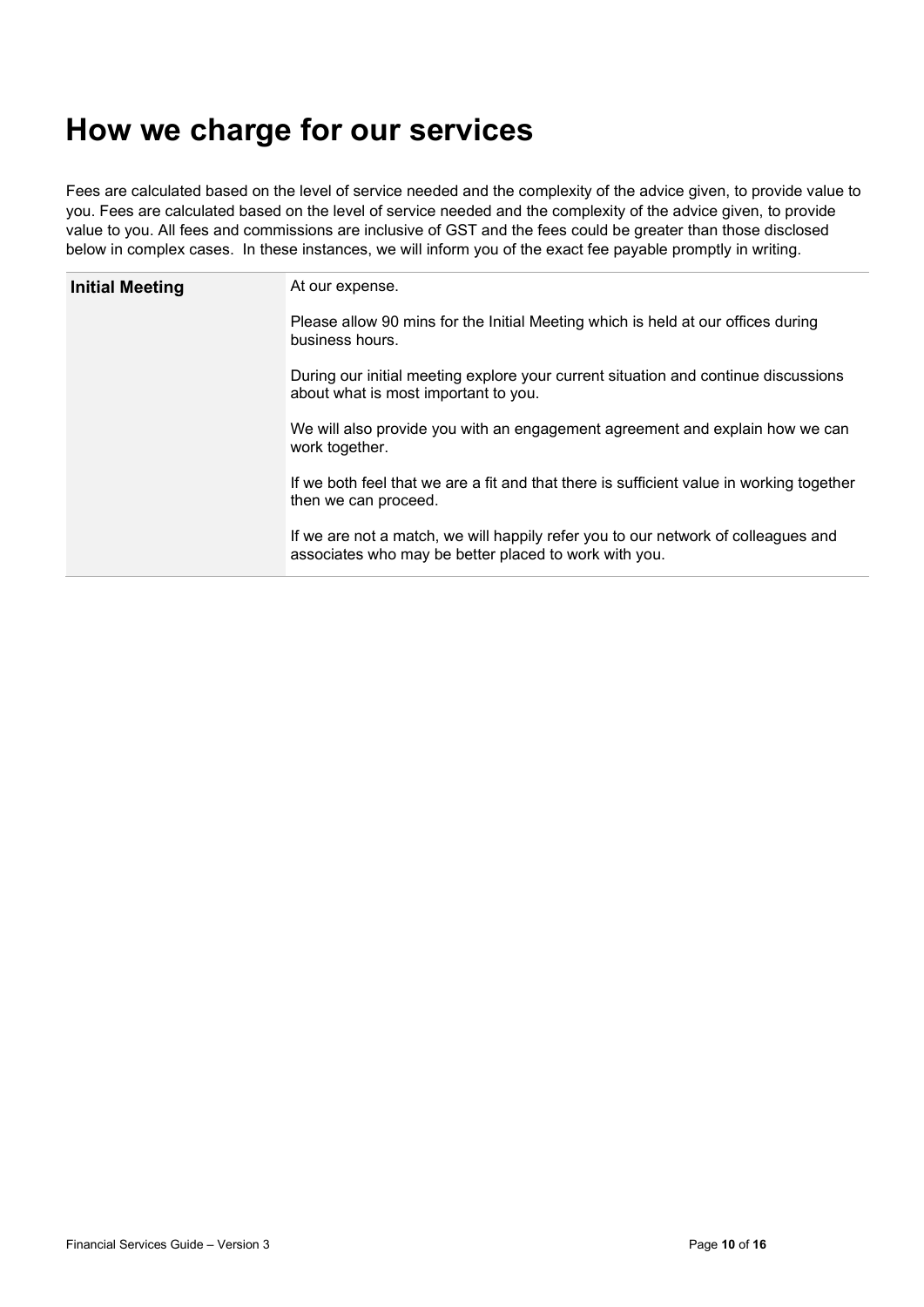# How we charge for our services

Fees are calculated based on the level of service needed and the complexity of the advice given, to provide value to you. Fees are calculated based on the level of service needed and the complexity of the advice given, to provide value to you. All fees and commissions are inclusive of GST and the fees could be greater than those disclosed below in complex cases. In these instances, we will inform you of the exact fee payable promptly in writing.

| | |
|---|---|
| **Initial Meeting** | At our expense.<br><br>Please allow 90 mins for the Initial Meeting which is held at our offices during business hours.<br><br>During our initial meeting explore your current situation and continue discussions about what is most important to you.<br><br>We will also provide you with an engagement agreement and explain how we can work together.<br><br>If we both feel that we are a fit and that there is sufficient value in working together then we can proceed.<br><br>If we are not a match, we will happily refer you to our network of colleagues and associates who may be better placed to work with you. |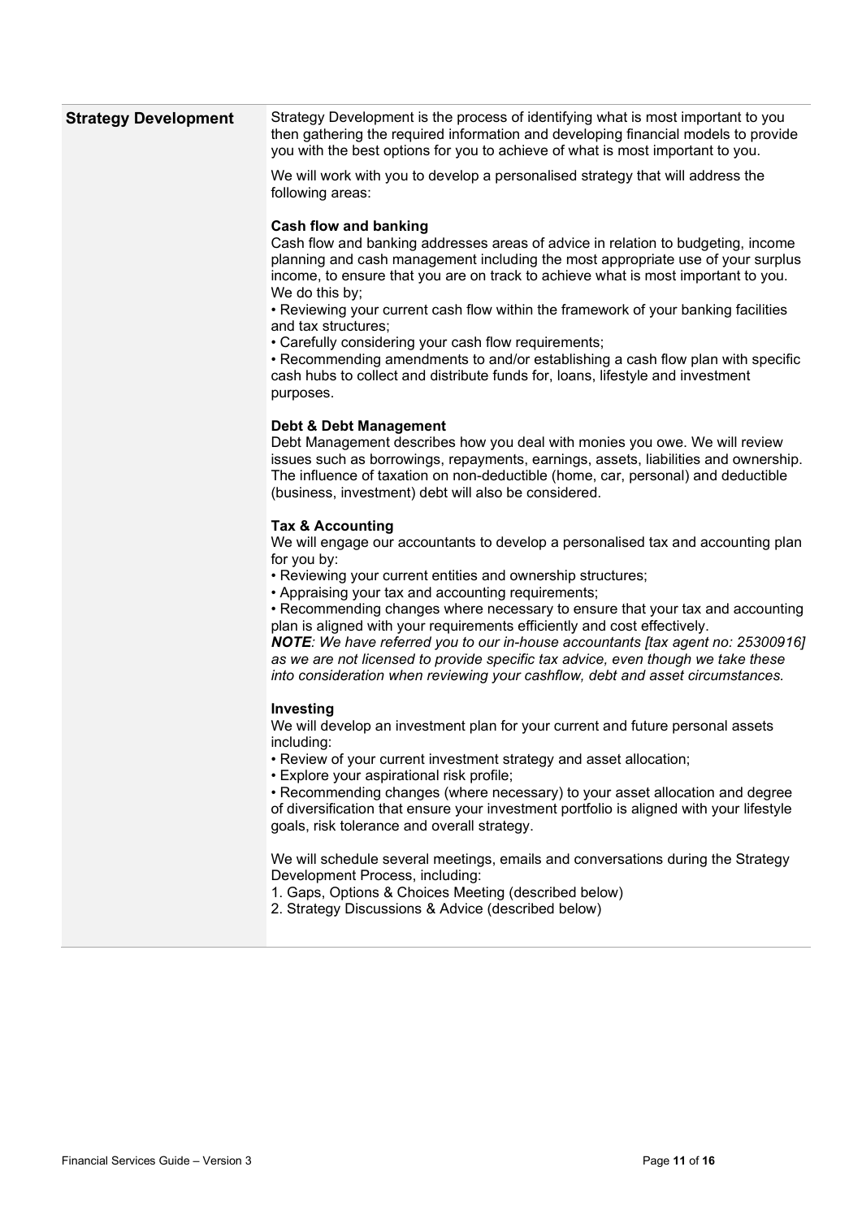| **Strategy Development** | |
|---|---|

## Strategy Development

Strategy Development is the process of identifying what is most important to you then gathering the required information and developing financial models to provide you with the best options for you to achieve of what is most important to you.

We will work with you to develop a personalised strategy that will address the following areas:

**Cash flow and banking**
Cash flow and banking addresses areas of advice in relation to budgeting, income planning and cash management including the most appropriate use of your surplus income, to ensure that you are on track to achieve what is most important to you. We do this by;

- Reviewing your current cash flow within the framework of your banking facilities and tax structures;
- Carefully considering your cash flow requirements;
- Recommending amendments to and/or establishing a cash flow plan with specific cash hubs to collect and distribute funds for, loans, lifestyle and investment purposes.

**Debt & Debt Management**
Debt Management describes how you deal with monies you owe. We will review issues such as borrowings, repayments, earnings, assets, liabilities and ownership. The influence of taxation on non-deductible (home, car, personal) and deductible (business, investment) debt will also be considered.

**Tax & Accounting**
We will engage our accountants to develop a personalised tax and accounting plan for you by:

- Reviewing your current entities and ownership structures;
- Appraising your tax and accounting requirements;
- Recommending changes where necessary to ensure that your tax and accounting plan is aligned with your requirements efficiently and cost effectively.

***NOTE****: We have referred you to our in-house accountants [tax agent no: 25300916] as we are not licensed to provide specific tax advice, even though we take these into consideration when reviewing your cashflow, debt and asset circumstances.*

**Investing**
We will develop an investment plan for your current and future personal assets including:

- Review of your current investment strategy and asset allocation;
- Explore your aspirational risk profile;
- Recommending changes (where necessary) to your asset allocation and degree of diversification that ensure your investment portfolio is aligned with your lifestyle goals, risk tolerance and overall strategy.

We will schedule several meetings, emails and conversations during the Strategy Development Process, including:

1. Gaps, Options & Choices Meeting (described below)
2. Strategy Discussions & Advice (described below)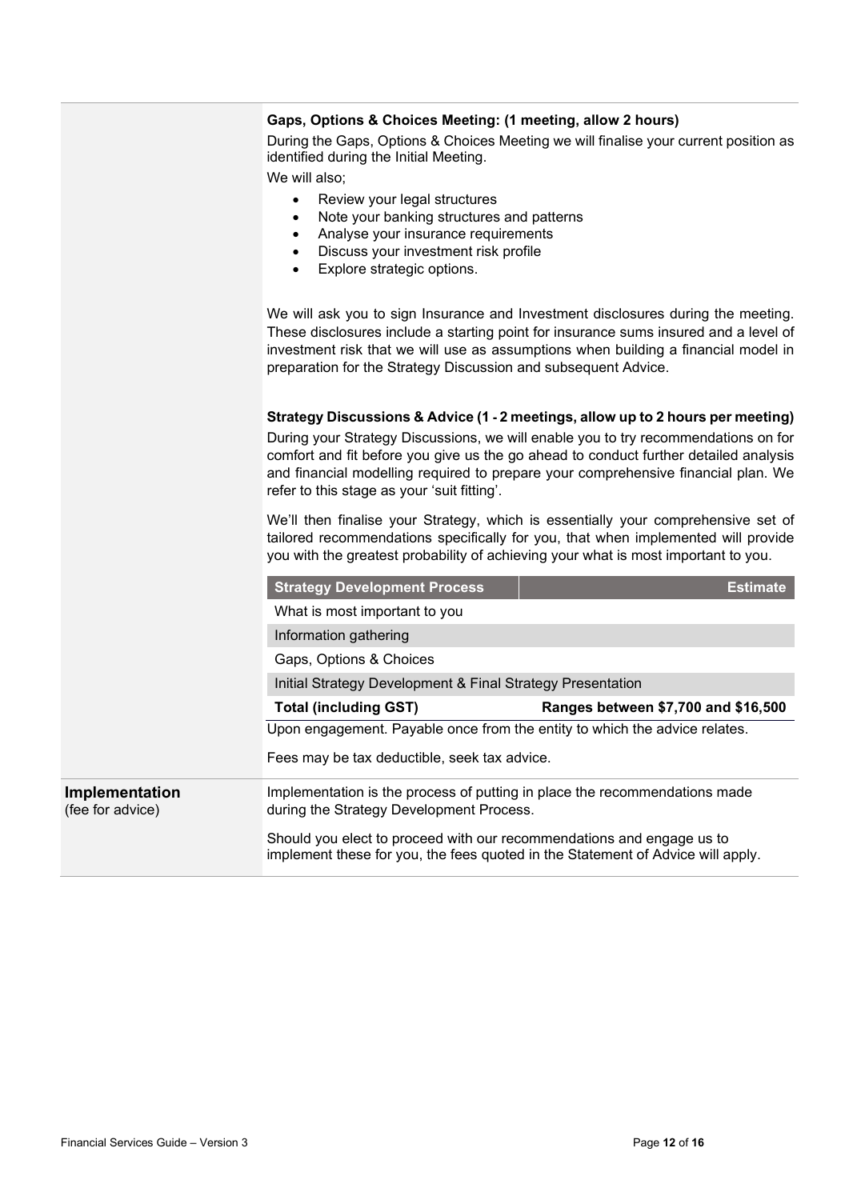**Gaps, Options & Choices Meeting: (1 meeting, allow 2 hours)**

During the Gaps, Options & Choices Meeting we will finalise your current position as identified during the Initial Meeting.

We will also;

- Review your legal structures
- Note your banking structures and patterns
- Analyse your insurance requirements
- Discuss your investment risk profile
- Explore strategic options.

We will ask you to sign Insurance and Investment disclosures during the meeting. These disclosures include a starting point for insurance sums insured and a level of investment risk that we will use as assumptions when building a financial model in preparation for the Strategy Discussion and subsequent Advice.

**Strategy Discussions & Advice (1 - 2 meetings, allow up to 2 hours per meeting)**

During your Strategy Discussions, we will enable you to try recommendations on for comfort and fit before you give us the go ahead to conduct further detailed analysis and financial modelling required to prepare your comprehensive financial plan. We refer to this stage as your 'suit fitting'.

We'll then finalise your Strategy, which is essentially your comprehensive set of tailored recommendations specifically for you, that when implemented will provide you with the greatest probability of achieving your what is most important to you.

| Strategy Development Process | Estimate |
|---|---|
| What is most important to you | |
| Information gathering | |
| Gaps, Options & Choices | |
| Initial Strategy Development & Final Strategy Presentation | |
| **Total (including GST)** | **Ranges between $7,700 and $16,500** |

Upon engagement. Payable once from the entity to which the advice relates.

Fees may be tax deductible, seek tax advice.

**Implementation**
(fee for advice)

Implementation is the process of putting in place the recommendations made during the Strategy Development Process.

Should you elect to proceed with our recommendations and engage us to implement these for you, the fees quoted in the Statement of Advice will apply.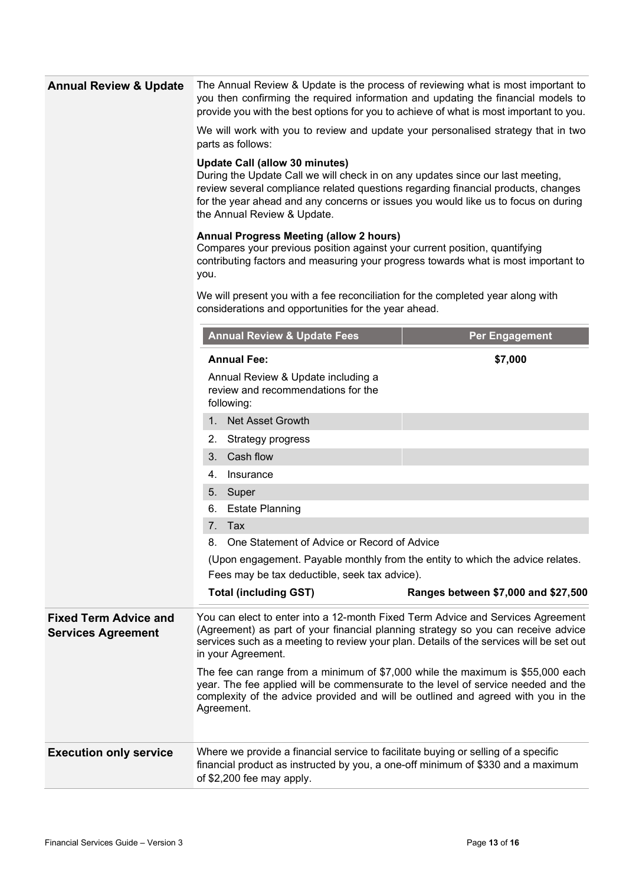## Annual Review & Update

The Annual Review & Update is the process of reviewing what is most important to you then confirming the required information and updating the financial models to provide you with the best options for you to achieve of what is most important to you.

We will work with you to review and update your personalised strategy that in two parts as follows:

**Update Call (allow 30 minutes)**
During the Update Call we will check in on any updates since our last meeting, review several compliance related questions regarding financial products, changes for the year ahead and any concerns or issues you would like us to focus on during the Annual Review & Update.

**Annual Progress Meeting (allow 2 hours)**
Compares your previous position against your current position, quantifying contributing factors and measuring your progress towards what is most important to you.

We will present you with a fee reconciliation for the completed year along with considerations and opportunities for the year ahead.

| Annual Review & Update Fees | Per Engagement |
|---|---|
| **Annual Fee:** Annual Review & Update including a review and recommendations for the following: | **$7,000** |
| 1. Net Asset Growth | |
| 2. Strategy progress | |
| 3. Cash flow | |
| 4. Insurance | |
| 5. Super | |
| 6. Estate Planning | |
| 7. Tax | |
| 8. One Statement of Advice or Record of Advice | |
| (Upon engagement. Payable monthly from the entity to which the advice relates. Fees may be tax deductible, seek tax advice). | |
| **Total (including GST)** | **Ranges between $7,000 and $27,500** |

## Fixed Term Advice and Services Agreement

You can elect to enter into a 12-month Fixed Term Advice and Services Agreement (Agreement) as part of your financial planning strategy so you can receive advice services such as a meeting to review your plan. Details of the services will be set out in your Agreement.

The fee can range from a minimum of $7,000 while the maximum is $55,000 each year. The fee applied will be commensurate to the level of service needed and the complexity of the advice provided and will be outlined and agreed with you in the Agreement.

## Execution only service

Where we provide a financial service to facilitate buying or selling of a specific financial product as instructed by you, a one-off minimum of $330 and a maximum of $2,200 fee may apply.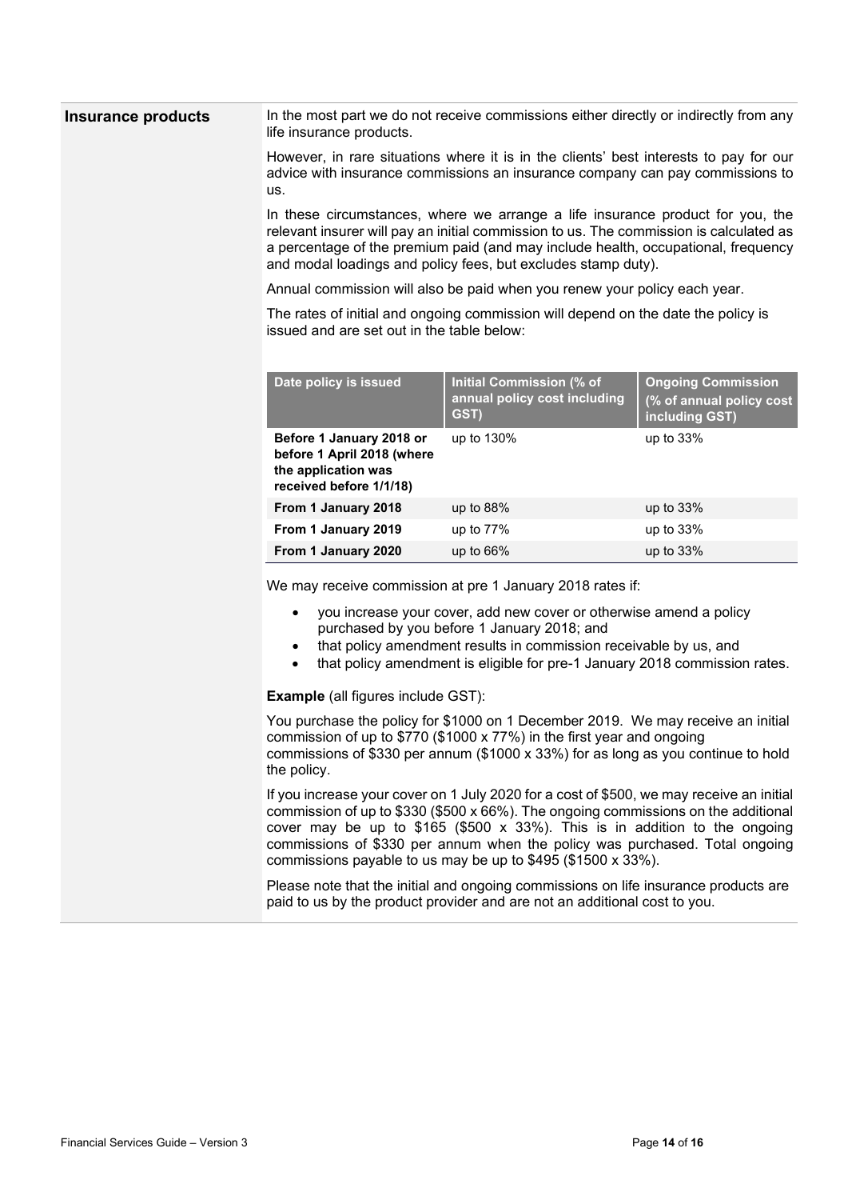## Insurance products

In the most part we do not receive commissions either directly or indirectly from any life insurance products.

However, in rare situations where it is in the clients' best interests to pay for our advice with insurance commissions an insurance company can pay commissions to us.

In these circumstances, where we arrange a life insurance product for you, the relevant insurer will pay an initial commission to us. The commission is calculated as a percentage of the premium paid (and may include health, occupational, frequency and modal loadings and policy fees, but excludes stamp duty).

Annual commission will also be paid when you renew your policy each year.

The rates of initial and ongoing commission will depend on the date the policy is issued and are set out in the table below:

| Date policy is issued | Initial Commission (% of annual policy cost including GST) | Ongoing Commission (% of annual policy cost including GST) |
|---|---|---|
| **Before 1 January 2018 or before 1 April 2018 (where the application was received before 1/1/18)** | up to 130% | up to 33% |
| **From 1 January 2018** | up to 88% | up to 33% |
| **From 1 January 2019** | up to 77% | up to 33% |
| **From 1 January 2020** | up to 66% | up to 33% |

We may receive commission at pre 1 January 2018 rates if:

- you increase your cover, add new cover or otherwise amend a policy purchased by you before 1 January 2018; and
- that policy amendment results in commission receivable by us, and
- that policy amendment is eligible for pre-1 January 2018 commission rates.

**Example** (all figures include GST):

You purchase the policy for $1000 on 1 December 2019. We may receive an initial commission of up to $770 ($1000 x 77%) in the first year and ongoing commissions of $330 per annum ($1000 x 33%) for as long as you continue to hold the policy.

If you increase your cover on 1 July 2020 for a cost of $500, we may receive an initial commission of up to $330 ($500 x 66%). The ongoing commissions on the additional cover may be up to $165 ($500 x 33%). This is in addition to the ongoing commissions of $330 per annum when the policy was purchased. Total ongoing commissions payable to us may be up to $495 ($1500 x 33%).

Please note that the initial and ongoing commissions on life insurance products are paid to us by the product provider and are not an additional cost to you.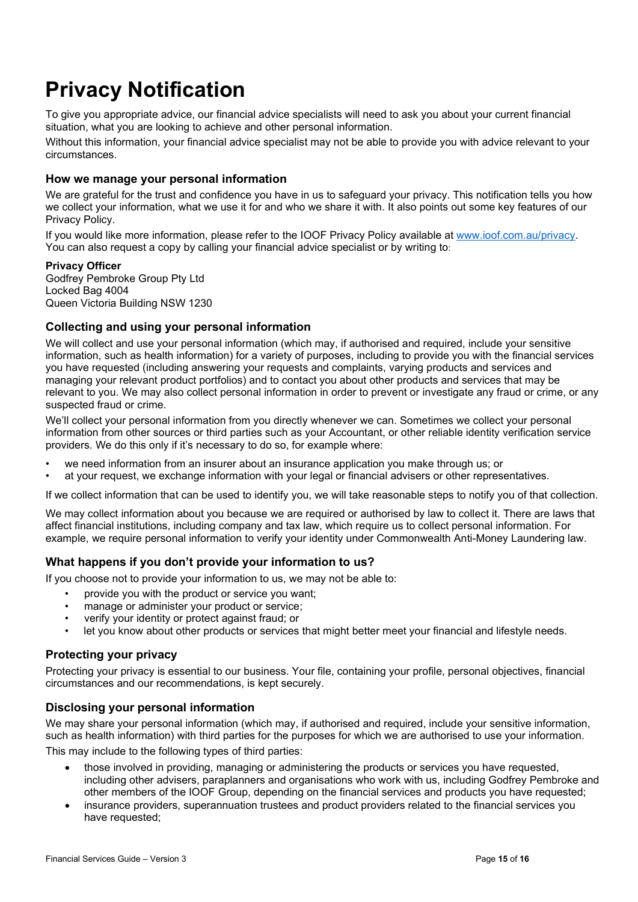# Privacy Notification

To give you appropriate advice, our financial advice specialists will need to ask you about your current financial situation, what you are looking to achieve and other personal information.

Without this information, your financial advice specialist may not be able to provide you with advice relevant to your circumstances.

### How we manage your personal information

We are grateful for the trust and confidence you have in us to safeguard your privacy. This notification tells you how we collect your information, what we use it for and who we share it with. It also points out some key features of our Privacy Policy.

If you would like more information, please refer to the IOOF Privacy Policy available at www.ioof.com.au/privacy. You can also request a copy by calling your financial advice specialist or by writing to:

**Privacy Officer**
Godfrey Pembroke Group Pty Ltd
Locked Bag 4004
Queen Victoria Building NSW 1230

### Collecting and using your personal information

We will collect and use your personal information (which may, if authorised and required, include your sensitive information, such as health information) for a variety of purposes, including to provide you with the financial services you have requested (including answering your requests and complaints, varying products and services and managing your relevant product portfolios) and to contact you about other products and services that may be relevant to you. We may also collect personal information in order to prevent or investigate any fraud or crime, or any suspected fraud or crime.

We'll collect your personal information from you directly whenever we can. Sometimes we collect your personal information from other sources or third parties such as your Accountant, or other reliable identity verification service providers. We do this only if it's necessary to do so, for example where:

- we need information from an insurer about an insurance application you make through us; or
- at your request, we exchange information with your legal or financial advisers or other representatives.

If we collect information that can be used to identify you, we will take reasonable steps to notify you of that collection.

We may collect information about you because we are required or authorised by law to collect it. There are laws that affect financial institutions, including company and tax law, which require us to collect personal information. For example, we require personal information to verify your identity under Commonwealth Anti-Money Laundering law.

### What happens if you don't provide your information to us?

If you choose not to provide your information to us, we may not be able to:

- provide you with the product or service you want;
- manage or administer your product or service;
- verify your identity or protect against fraud; or
- let you know about other products or services that might better meet your financial and lifestyle needs.

### Protecting your privacy

Protecting your privacy is essential to our business. Your file, containing your profile, personal objectives, financial circumstances and our recommendations, is kept securely.

### Disclosing your personal information

We may share your personal information (which may, if authorised and required, include your sensitive information, such as health information) with third parties for the purposes for which we are authorised to use your information.

This may include to the following types of third parties:

- those involved in providing, managing or administering the products or services you have requested, including other advisers, paraplanners and organisations who work with us, including Godfrey Pembroke and other members of the IOOF Group, depending on the financial services and products you have requested;
- insurance providers, superannuation trustees and product providers related to the financial services you have requested;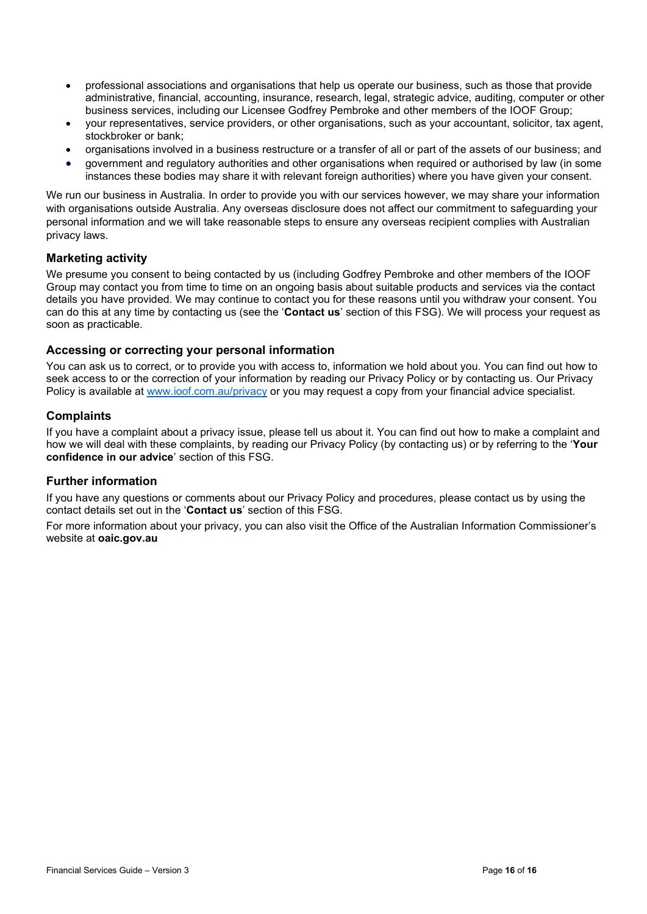- professional associations and organisations that help us operate our business, such as those that provide administrative, financial, accounting, insurance, research, legal, strategic advice, auditing, computer or other business services, including our Licensee Godfrey Pembroke and other members of the IOOF Group;
- your representatives, service providers, or other organisations, such as your accountant, solicitor, tax agent, stockbroker or bank;
- organisations involved in a business restructure or a transfer of all or part of the assets of our business; and
- government and regulatory authorities and other organisations when required or authorised by law (in some instances these bodies may share it with relevant foreign authorities) where you have given your consent.

We run our business in Australia. In order to provide you with our services however, we may share your information with organisations outside Australia. Any overseas disclosure does not affect our commitment to safeguarding your personal information and we will take reasonable steps to ensure any overseas recipient complies with Australian privacy laws.

### Marketing activity

We presume you consent to being contacted by us (including Godfrey Pembroke and other members of the IOOF Group may contact you from time to time on an ongoing basis about suitable products and services via the contact details you have provided. We may continue to contact you for these reasons until you withdraw your consent. You can do this at any time by contacting us (see the '**Contact us**' section of this FSG). We will process your request as soon as practicable.

### Accessing or correcting your personal information

You can ask us to correct, or to provide you with access to, information we hold about you. You can find out how to seek access to or the correction of your information by reading our Privacy Policy or by contacting us. Our Privacy Policy is available at [www.ioof.com.au/privacy](http://www.ioof.com.au/privacy) or you may request a copy from your financial advice specialist.

### Complaints

If you have a complaint about a privacy issue, please tell us about it. You can find out how to make a complaint and how we will deal with these complaints, by reading our Privacy Policy (by contacting us) or by referring to the '**Your confidence in our advice**' section of this FSG.

### Further information

If you have any questions or comments about our Privacy Policy and procedures, please contact us by using the contact details set out in the '**Contact us**' section of this FSG.

For more information about your privacy, you can also visit the Office of the Australian Information Commissioner's website at **oaic.gov.au**